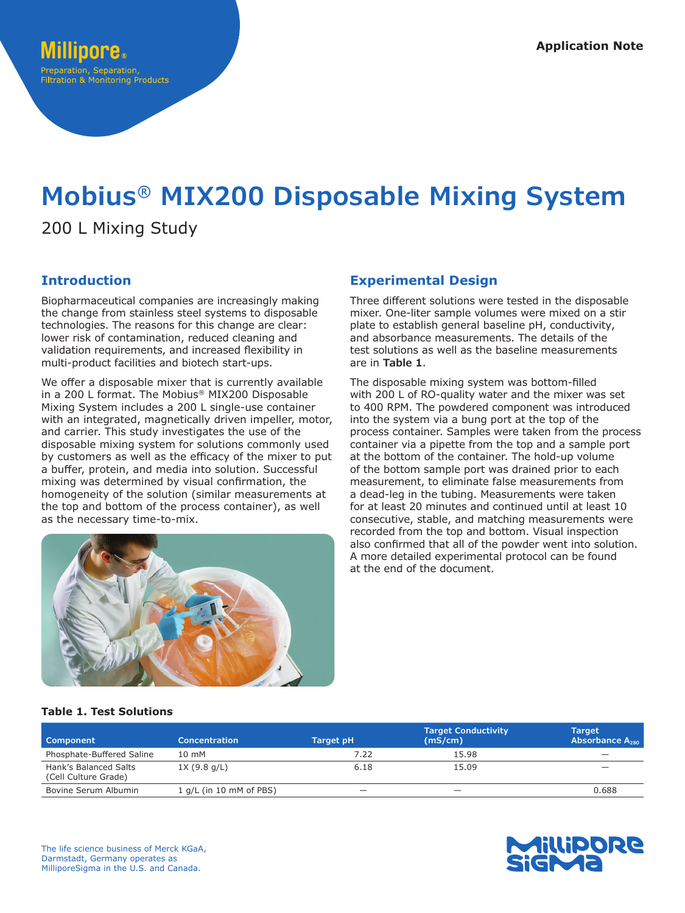Application Note

# Mobius® MIX200 Disposable Mixing System

200 L Mixing Study

## Introduction

Biopharmaceutical companies are increasingly making the change from stainless steel systems to disposable technologies. The reasons for this change are clear: lower risk of contamination, reduced cleaning and validation requirements, and increased flexibility in multi-product facilities and biotech start-ups.

We offer a disposable mixer that is currently available in a 200 L format. The Mobius® MIX200 Disposable Mixing System includes a 200 L single-use container with an integrated, magnetically driven impeller, motor, and carrier. This study investigates the use of the disposable mixing system for solutions commonly used by customers as well as the efficacy of the mixer to put a buffer, protein, and media into solution. Successful mixing was determined by visual confirmation, the homogeneity of the solution (similar measurements at the top and bottom of the process container), as well as the necessary time-to-mix.

## Experimental Design

Three different solutions were tested in the disposable mixer. One-liter sample volumes were mixed on a stir plate to establish general baseline pH, conductivity, and absorbance measurements. The details of the test solutions as well as the baseline measurements are in **Table 1**.

The disposable mixing system was bottom-filled with 200 L of RO-quality water and the mixer was set to 400 RPM. The powdered component was introduced into the system via a bung port at the top of the process container. Samples were taken from the process container via a pipette from the top and a sample port at the bottom of the container. The hold-up volume of the bottom sample port was drained prior to each measurement, to eliminate false measurements from a dead-leg in the tubing. Measurements were taken for at least 20 minutes and continued until at least 10 consecutive, stable, and matching measurements were recorded from the top and bottom. Visual inspection also confirmed that all of the powder went into solution. A more detailed experimental protocol can be found at the end of the document.

**Table 1. Test Solutions**

| Component | Concentration | Target pH | Target Conductivity (mS/cm) | Target Absorbance $A_{280}$ |
|---|---|---|---|---|
| Phosphate-Buffered Saline | 10 mM | 7.22 | 15.98 | — |
| Hank's Balanced Salts (Cell Culture Grade) | 1X (9.8 g/L) | 6.18 | 15.09 | — |
| Bovine Serum Albumin | 1 g/L (in 10 mM of PBS) | — | — | 0.688 |

The life science business of Merck KGaA, Darmstadt, Germany operates as MilliporeSigma in the U.S. and Canada.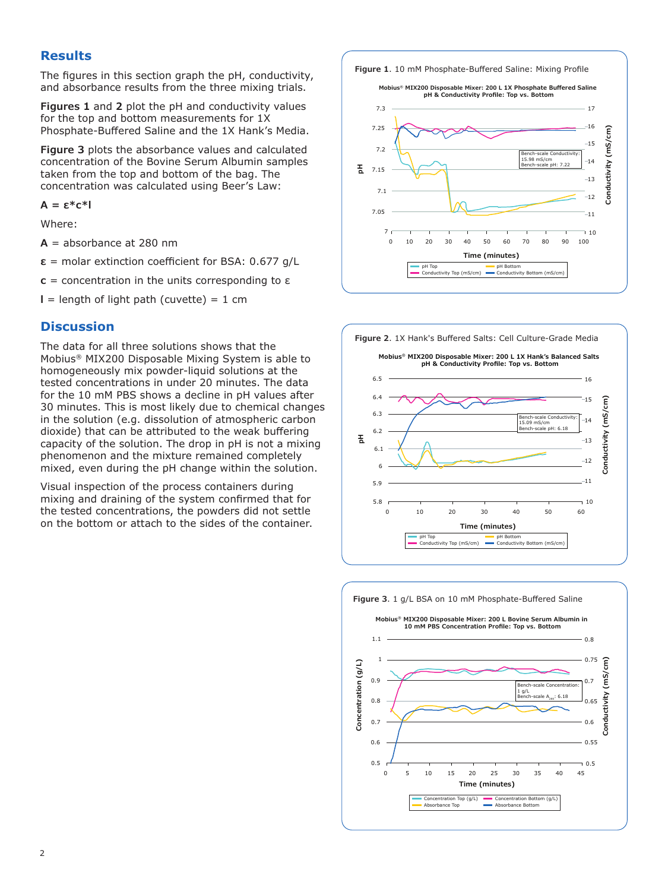## Results

The figures in this section graph the pH, conductivity, and absorbance results from the three mixing trials.

**Figures 1** and **2** plot the pH and conductivity values for the top and bottom measurements for 1X Phosphate-Buffered Saline and the 1X Hank's Media.

**Figure 3** plots the absorbance values and calculated concentration of the Bovine Serum Albumin samples taken from the top and bottom of the bag. The concentration was calculated using Beer's Law:

$$A = \varepsilon * c * l$$

Where:

**A** = absorbance at 280 nm

**ε** = molar extinction coefficient for BSA: 0.677 g/L

**c** = concentration in the units corresponding to ε

**l** = length of light path (cuvette) = 1 cm

## Discussion

The data for all three solutions shows that the Mobius® MIX200 Disposable Mixing System is able to homogeneously mix powder-liquid solutions at the tested concentrations in under 20 minutes. The data for the 10 mM PBS shows a decline in pH values after 30 minutes. This is most likely due to chemical changes in the solution (e.g. dissolution of atmospheric carbon dioxide) that can be attributed to the weak buffering capacity of the solution. The drop in pH is not a mixing phenomenon and the mixture remained completely mixed, even during the pH change within the solution.

Visual inspection of the process containers during mixing and draining of the system confirmed that for the tested concentrations, the powders did not settle on the bottom or attach to the sides of the container.

**Figure 1**. 10 mM Phosphate-Buffered Saline: Mixing Profile

**Figure 2**. 1X Hank's Buffered Salts: Cell Culture-Grade Media

**Figure 3**. 1 g/L BSA on 10 mM Phosphate-Buffered Saline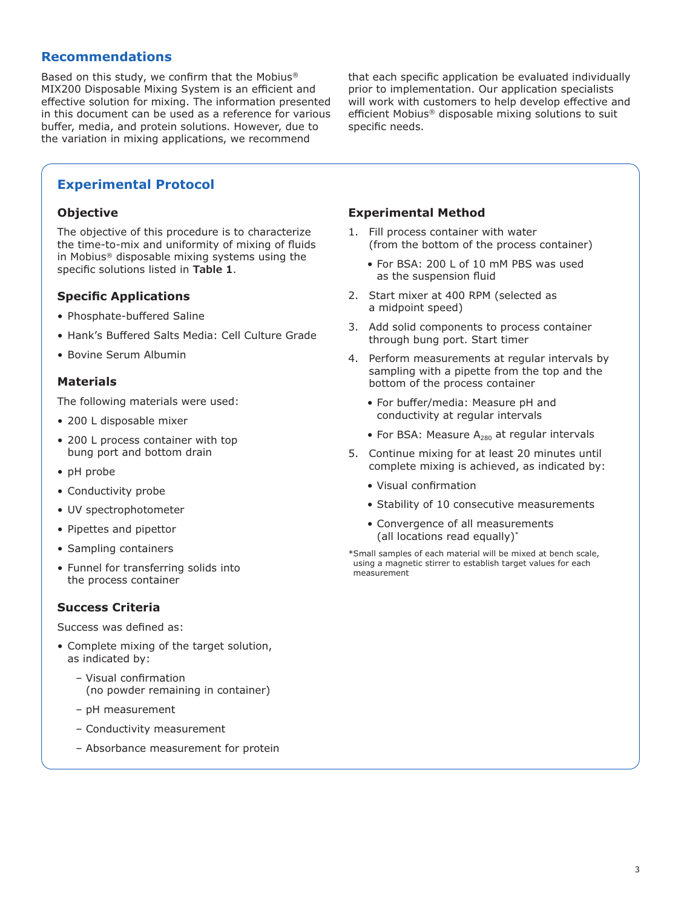## Recommendations

Based on this study, we confirm that the Mobius® MIX200 Disposable Mixing System is an efficient and effective solution for mixing. The information presented in this document can be used as a reference for various buffer, media, and protein solutions. However, due to the variation in mixing applications, we recommend that each specific application be evaluated individually prior to implementation. Our application specialists will work with customers to help develop effective and efficient Mobius® disposable mixing solutions to suit specific needs.

## Experimental Protocol

### Objective

The objective of this procedure is to characterize the time-to-mix and uniformity of mixing of fluids in Mobius® disposable mixing systems using the specific solutions listed in **Table 1**.

### Specific Applications

- Phosphate-buffered Saline
- Hank's Buffered Salts Media: Cell Culture Grade
- Bovine Serum Albumin

### Materials

The following materials were used:

- 200 L disposable mixer
- 200 L process container with top bung port and bottom drain
- pH probe
- Conductivity probe
- UV spectrophotometer
- Pipettes and pipettor
- Sampling containers
- Funnel for transferring solids into the process container

### Success Criteria

Success was defined as:

- Complete mixing of the target solution, as indicated by:
  - Visual confirmation (no powder remaining in container)
  - pH measurement
  - Conductivity measurement
  - Absorbance measurement for protein

### Experimental Method

1. Fill process container with water (from the bottom of the process container)
   - For BSA: 200 L of 10 mM PBS was used as the suspension fluid
2. Start mixer at 400 RPM (selected as a midpoint speed)
3. Add solid components to process container through bung port. Start timer
4. Perform measurements at regular intervals by sampling with a pipette from the top and the bottom of the process container
   - For buffer/media: Measure pH and conductivity at regular intervals
   - For BSA: Measure $A_{280}$ at regular intervals
5. Continue mixing for at least 20 minutes until complete mixing is achieved, as indicated by:
   - Visual confirmation
   - Stability of 10 consecutive measurements
   - Convergence of all measurements (all locations read equally)*

*Small samples of each material will be mixed at bench scale, using a magnetic stirrer to establish target values for each measurement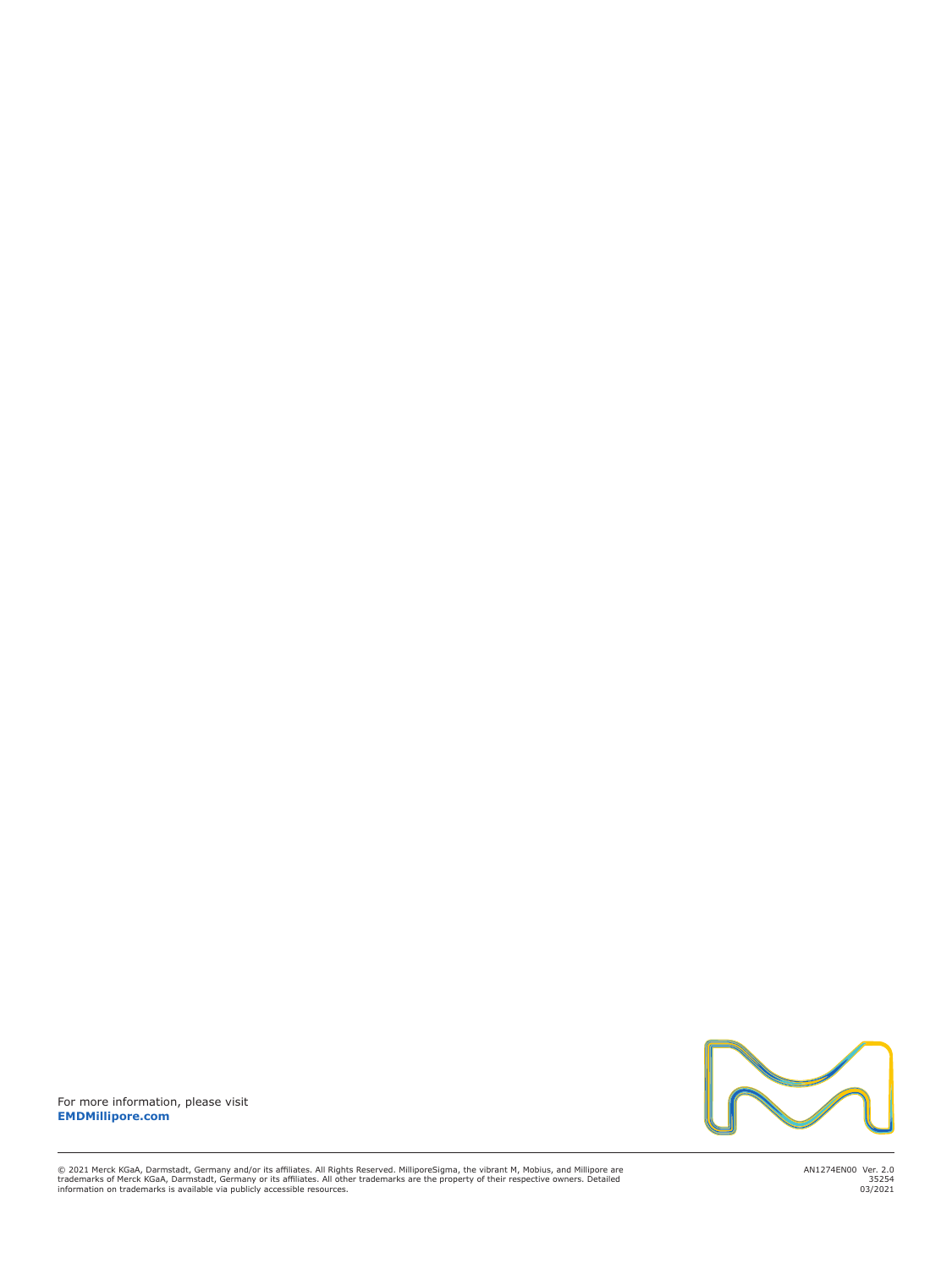For more information, please visit
**EMDMillipore.com**

© 2021 Merck KGaA, Darmstadt, Germany and/or its affiliates. All Rights Reserved. MilliporeSigma, the vibrant M, Mobius, and Millipore are trademarks of Merck KGaA, Darmstadt, Germany or its affiliates. All other trademarks are the property of their respective owners. Detailed information on trademarks is available via publicly accessible resources.

AN1274EN00 Ver. 2.0
35254
03/2021